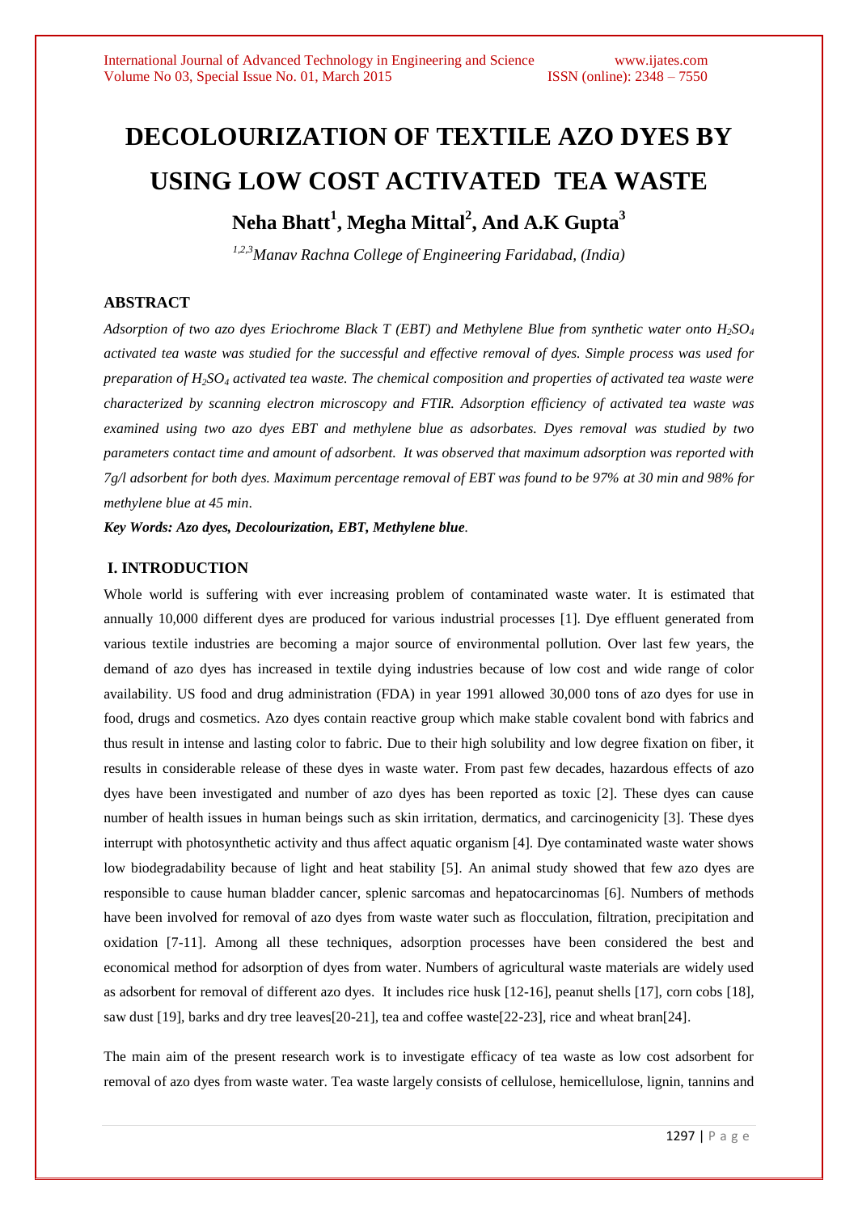# DECOLOURIZATION OF TEXTILE AZO DYES BY USING LOW COST ACTIVATED TEA WASTE

**Neha Bhatt[1], Megha Mittal[2], And A.K Gupta[3]**

*[1,2,3]Manav Rachna College of Engineering Faridabad, (India)*

## ABSTRACT

*Adsorption of two azo dyes Eriochrome Black T (EBT) and Methylene Blue from synthetic water onto $H_2SO_4$ activated tea waste was studied for the successful and effective removal of dyes. Simple process was used for preparation of $H_2SO_4$ activated tea waste. The chemical composition and properties of activated tea waste were characterized by scanning electron microscopy and FTIR. Adsorption efficiency of activated tea waste was examined using two azo dyes EBT and methylene blue as adsorbates. Dyes removal was studied by two parameters contact time and amount of adsorbent. It was observed that maximum adsorption was reported with 7g/l adsorbent for both dyes. Maximum percentage removal of EBT was found to be 97% at 30 min and 98% for methylene blue at 45 min.*

***Key Words: Azo dyes, Decolourization, EBT, Methylene blue.***

## I. INTRODUCTION

Whole world is suffering with ever increasing problem of contaminated waste water. It is estimated that annually 10,000 different dyes are produced for various industrial processes [1]. Dye effluent generated from various textile industries are becoming a major source of environmental pollution. Over last few years, the demand of azo dyes has increased in textile dying industries because of low cost and wide range of color availability. US food and drug administration (FDA) in year 1991 allowed 30,000 tons of azo dyes for use in food, drugs and cosmetics. Azo dyes contain reactive group which make stable covalent bond with fabrics and thus result in intense and lasting color to fabric. Due to their high solubility and low degree fixation on fiber, it results in considerable release of these dyes in waste water. From past few decades, hazardous effects of azo dyes have been investigated and number of azo dyes has been reported as toxic [2]. These dyes can cause number of health issues in human beings such as skin irritation, dermatics, and carcinogenicity [3]. These dyes interrupt with photosynthetic activity and thus affect aquatic organism [4]. Dye contaminated waste water shows low biodegradability because of light and heat stability [5]. An animal study showed that few azo dyes are responsible to cause human bladder cancer, splenic sarcomas and hepatocarcinomas [6]. Numbers of methods have been involved for removal of azo dyes from waste water such as flocculation, filtration, precipitation and oxidation [7-11]. Among all these techniques, adsorption processes have been considered the best and economical method for adsorption of dyes from water. Numbers of agricultural waste materials are widely used as adsorbent for removal of different azo dyes. It includes rice husk [12-16], peanut shells [17], corn cobs [18], saw dust [19], barks and dry tree leaves[20-21], tea and coffee waste[22-23], rice and wheat bran[24].

The main aim of the present research work is to investigate efficacy of tea waste as low cost adsorbent for removal of azo dyes from waste water. Tea waste largely consists of cellulose, hemicellulose, lignin, tannins and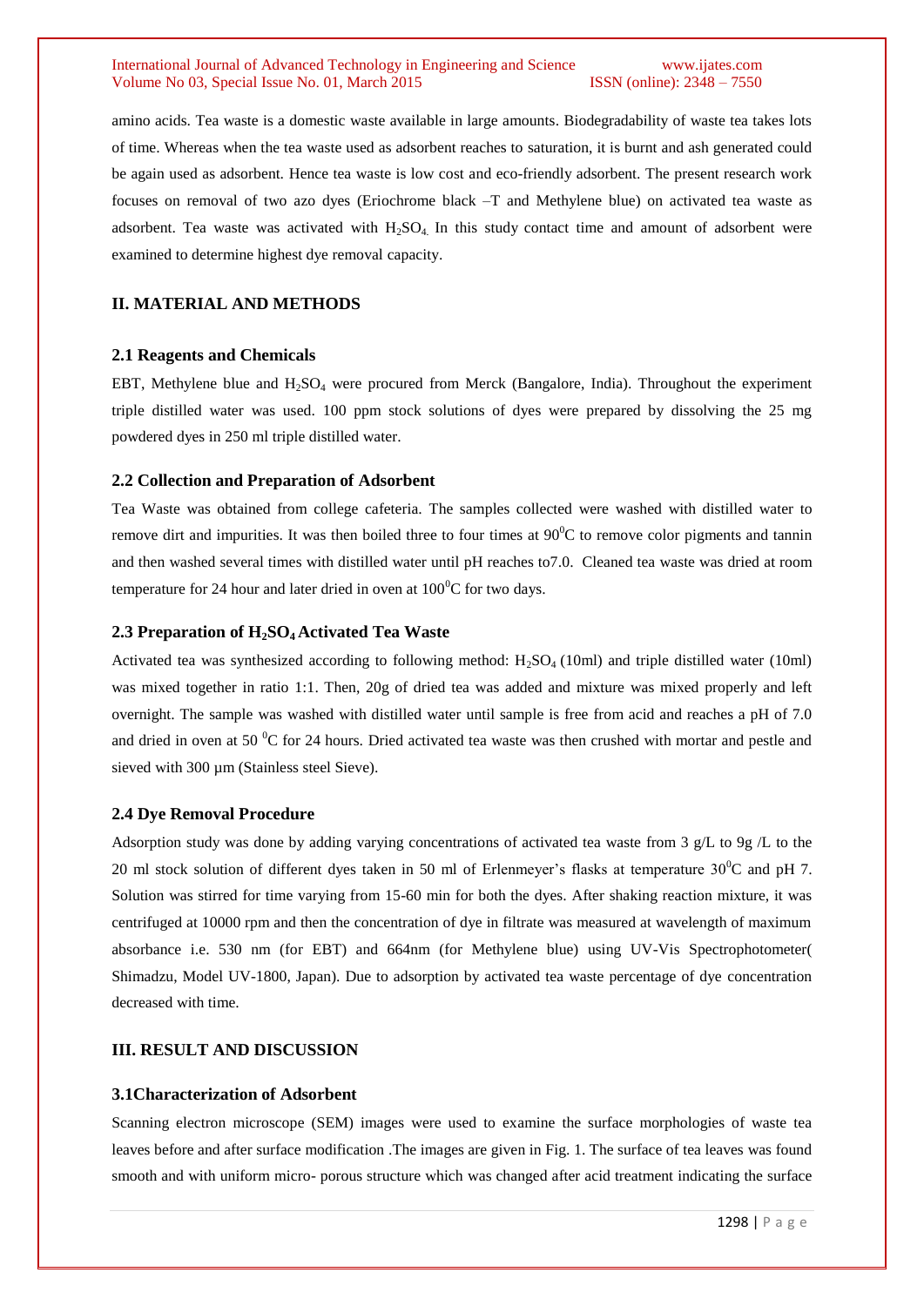amino acids. Tea waste is a domestic waste available in large amounts. Biodegradability of waste tea takes lots of time. Whereas when the tea waste used as adsorbent reaches to saturation, it is burnt and ash generated could be again used as adsorbent. Hence tea waste is low cost and eco-friendly adsorbent. The present research work focuses on removal of two azo dyes (Eriochrome black –T and Methylene blue) on activated tea waste as adsorbent. Tea waste was activated with $H_2SO_4$. In this study contact time and amount of adsorbent were examined to determine highest dye removal capacity.

## II. MATERIAL AND METHODS

### 2.1 Reagents and Chemicals

EBT, Methylene blue and $H_2SO_4$ were procured from Merck (Bangalore, India). Throughout the experiment triple distilled water was used. 100 ppm stock solutions of dyes were prepared by dissolving the 25 mg powdered dyes in 250 ml triple distilled water.

### 2.2 Collection and Preparation of Adsorbent

Tea Waste was obtained from college cafeteria. The samples collected were washed with distilled water to remove dirt and impurities. It was then boiled three to four times at $90^0$C to remove color pigments and tannin and then washed several times with distilled water until pH reaches to7.0. Cleaned tea waste was dried at room temperature for 24 hour and later dried in oven at $100^0$C for two days.

### 2.3 Preparation of $H_2SO_4$ Activated Tea Waste

Activated tea was synthesized according to following method: $H_2SO_4$ (10ml) and triple distilled water (10ml) was mixed together in ratio 1:1. Then, 20g of dried tea was added and mixture was mixed properly and left overnight. The sample was washed with distilled water until sample is free from acid and reaches a pH of 7.0 and dried in oven at 50 $^0$C for 24 hours. Dried activated tea waste was then crushed with mortar and pestle and sieved with 300 µm (Stainless steel Sieve).

### 2.4 Dye Removal Procedure

Adsorption study was done by adding varying concentrations of activated tea waste from 3 g/L to 9g /L to the 20 ml stock solution of different dyes taken in 50 ml of Erlenmeyer's flasks at temperature $30^0$C and pH 7. Solution was stirred for time varying from 15-60 min for both the dyes. After shaking reaction mixture, it was centrifuged at 10000 rpm and then the concentration of dye in filtrate was measured at wavelength of maximum absorbance i.e. 530 nm (for EBT) and 664nm (for Methylene blue) using UV-Vis Spectrophotometer( Shimadzu, Model UV-1800, Japan). Due to adsorption by activated tea waste percentage of dye concentration decreased with time.

## III. RESULT AND DISCUSSION

### 3.1Characterization of Adsorbent

Scanning electron microscope (SEM) images were used to examine the surface morphologies of waste tea leaves before and after surface modification .The images are given in Fig. 1. The surface of tea leaves was found smooth and with uniform micro- porous structure which was changed after acid treatment indicating the surface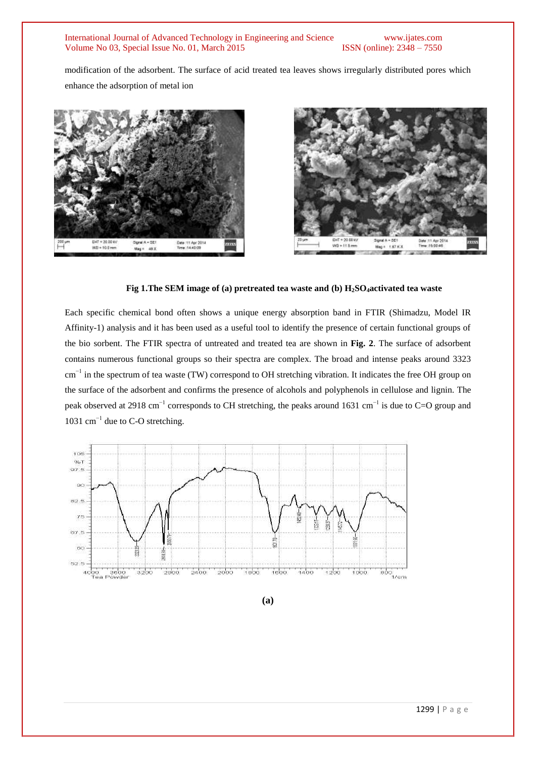modification of the adsorbent. The surface of acid treated tea leaves shows irregularly distributed pores which enhance the adsorption of metal ion

**Fig 1.The SEM image of (a) pretreated tea waste and (b) $H_2SO_4$activated tea waste**

Each specific chemical bond often shows a unique energy absorption band in FTIR (Shimadzu, Model IR Affinity-1) analysis and it has been used as a useful tool to identify the presence of certain functional groups of the bio sorbent. The FTIR spectra of untreated and treated tea are shown in **Fig. 2**. The surface of adsorbent contains numerous functional groups so their spectra are complex. The broad and intense peaks around 3323 $cm^{-1}$ in the spectrum of tea waste (TW) correspond to OH stretching vibration. It indicates the free OH group on the surface of the adsorbent and confirms the presence of alcohols and polyphenols in cellulose and lignin. The peak observed at 2918 $cm^{-1}$ corresponds to CH stretching, the peaks around 1631 $cm^{-1}$ is due to C=O group and 1031 $cm^{-1}$ due to C-O stretching.

**(a)**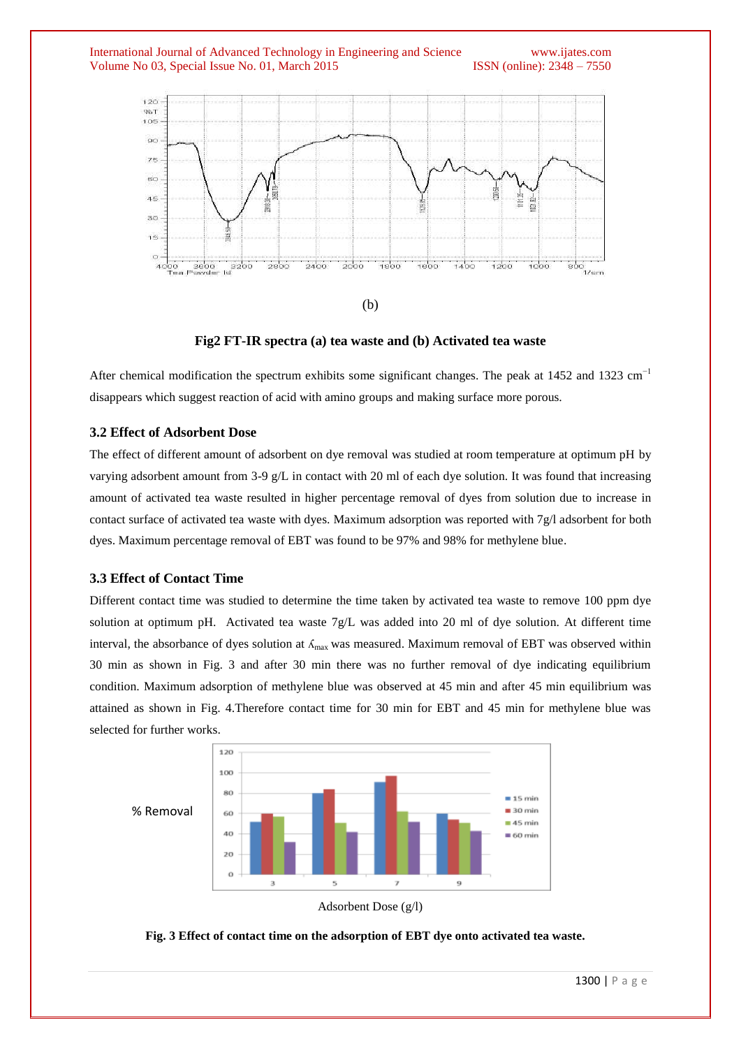(b)

**Fig2 FT-IR spectra (a) tea waste and (b) Activated tea waste**

After chemical modification the spectrum exhibits some significant changes. The peak at 1452 and 1323 $cm^{-1}$ disappears which suggest reaction of acid with amino groups and making surface more porous.

### 3.2 Effect of Adsorbent Dose

The effect of different amount of adsorbent on dye removal was studied at room temperature at optimum pH by varying adsorbent amount from 3-9 g/L in contact with 20 ml of each dye solution. It was found that increasing amount of activated tea waste resulted in higher percentage removal of dyes from solution due to increase in contact surface of activated tea waste with dyes. Maximum adsorption was reported with 7g/l adsorbent for both dyes. Maximum percentage removal of EBT was found to be 97% and 98% for methylene blue.

### 3.3 Effect of Contact Time

Different contact time was studied to determine the time taken by activated tea waste to remove 100 ppm dye solution at optimum pH. Activated tea waste 7g/L was added into 20 ml of dye solution. At different time interval, the absorbance of dyes solution at $\lambda_{max}$ was measured. Maximum removal of EBT was observed within 30 min as shown in Fig. 3 and after 30 min there was no further removal of dye indicating equilibrium condition. Maximum adsorption of methylene blue was observed at 45 min and after 45 min equilibrium was attained as shown in Fig. 4.Therefore contact time for 30 min for EBT and 45 min for methylene blue was selected for further works.

**Fig. 3 Effect of contact time on the adsorption of EBT dye onto activated tea waste.**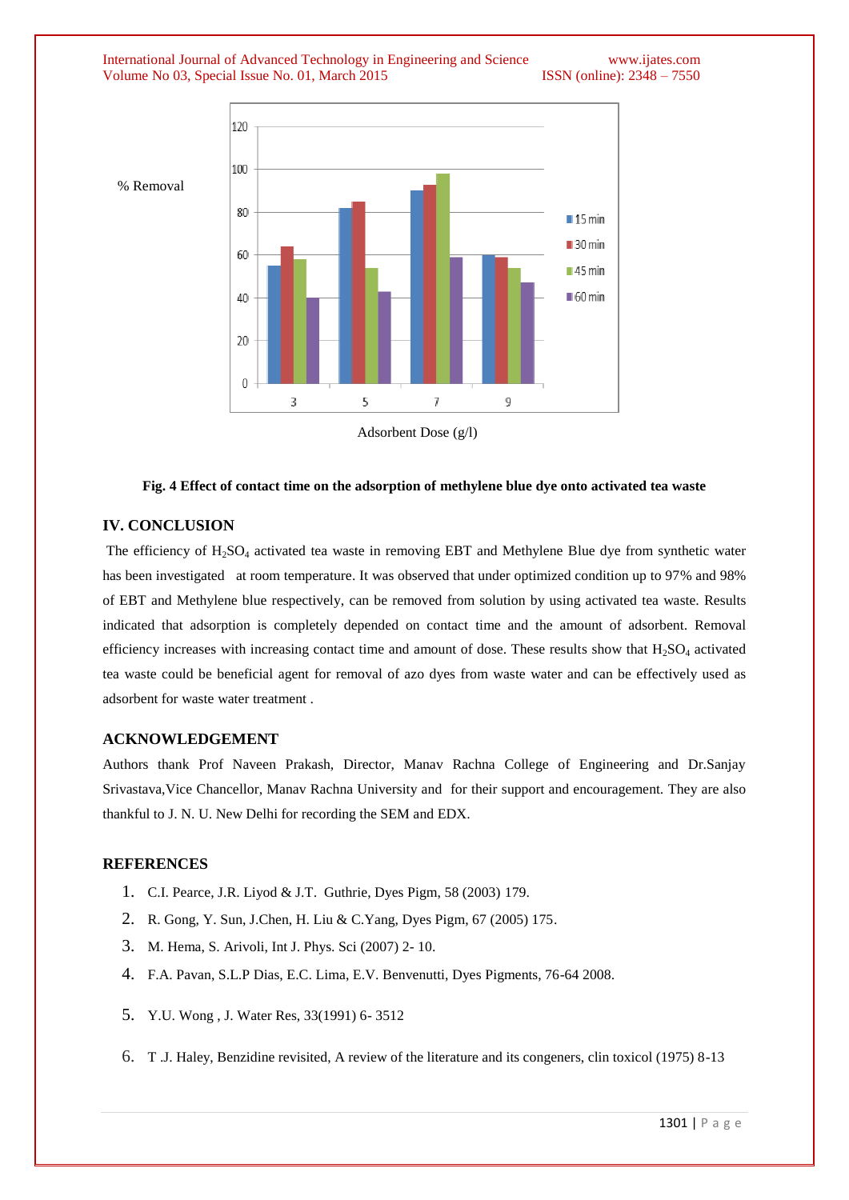Fig. 4 Effect of contact time on the adsorption of methylene blue dye onto activated tea waste

## IV. CONCLUSION

The efficiency of $H_2SO_4$ activated tea waste in removing EBT and Methylene Blue dye from synthetic water has been investigated at room temperature. It was observed that under optimized condition up to 97% and 98% of EBT and Methylene blue respectively, can be removed from solution by using activated tea waste. Results indicated that adsorption is completely depended on contact time and the amount of adsorbent. Removal efficiency increases with increasing contact time and amount of dose. These results show that $H_2SO_4$ activated tea waste could be beneficial agent for removal of azo dyes from waste water and can be effectively used as adsorbent for waste water treatment .

## ACKNOWLEDGEMENT

Authors thank Prof Naveen Prakash, Director, Manav Rachna College of Engineering and Dr.Sanjay Srivastava,Vice Chancellor, Manav Rachna University and for their support and encouragement. They are also thankful to J. N. U. New Delhi for recording the SEM and EDX.

## REFERENCES

1. C.I. Pearce, J.R. Liyod & J.T. Guthrie, Dyes Pigm, 58 (2003) 179.
2. R. Gong, Y. Sun, J.Chen, H. Liu & C.Yang, Dyes Pigm, 67 (2005) 175.
3. M. Hema, S. Arivoli, Int J. Phys. Sci (2007) 2- 10.
4. F.A. Pavan, S.L.P Dias, E.C. Lima, E.V. Benvenutti, Dyes Pigments, 76-64 2008.
5. Y.U. Wong , J. Water Res, 33(1991) 6- 3512
6. T .J. Haley, Benzidine revisited, A review of the literature and its congeners, clin toxicol (1975) 8-13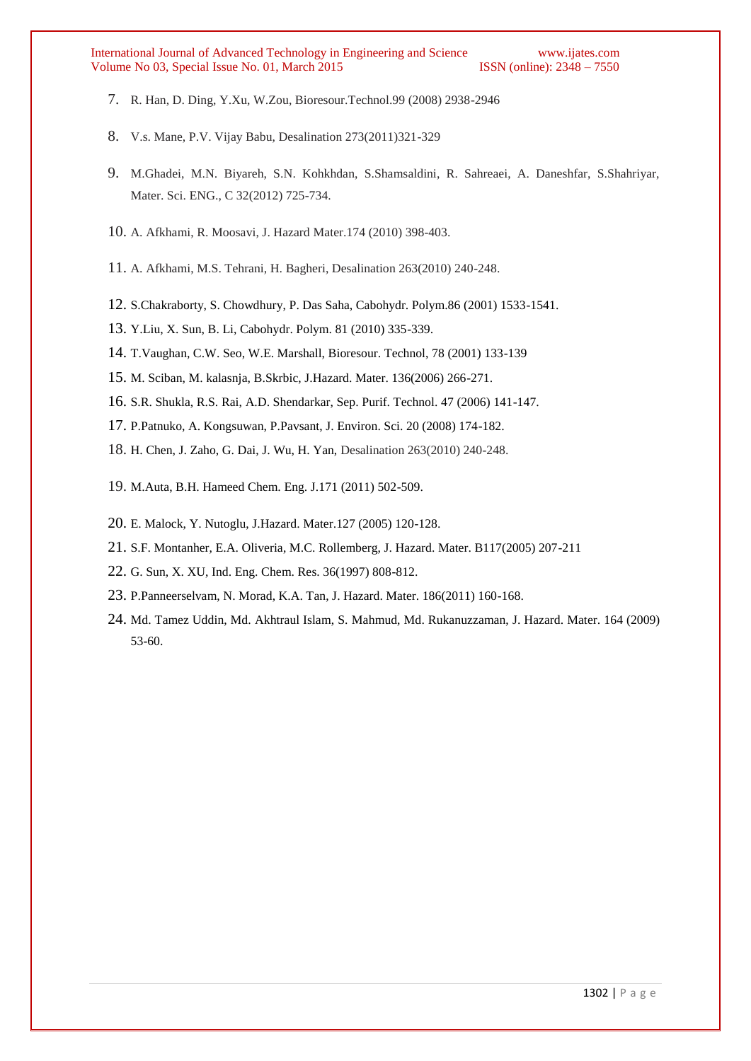7. R. Han, D. Ding, Y.Xu, W.Zou, Bioresour.Technol.99 (2008) 2938-2946
8. V.s. Mane, P.V. Vijay Babu, Desalination 273(2011)321-329
9. M.Ghadei, M.N. Biyareh, S.N. Kohkhdan, S.Shamsaldini, R. Sahreaei, A. Daneshfar, S.Shahriyar, Mater. Sci. ENG., C 32(2012) 725-734.
10. A. Afkhami, R. Moosavi, J. Hazard Mater.174 (2010) 398-403.
11. A. Afkhami, M.S. Tehrani, H. Bagheri, Desalination 263(2010) 240-248.
12. S.Chakraborty, S. Chowdhury, P. Das Saha, Cabohydr. Polym.86 (2001) 1533-1541.
13. Y.Liu, X. Sun, B. Li, Cabohydr. Polym. 81 (2010) 335-339.
14. T.Vaughan, C.W. Seo, W.E. Marshall, Bioresour. Technol, 78 (2001) 133-139
15. M. Sciban, M. kalasnja, B.Skrbic, J.Hazard. Mater. 136(2006) 266-271.
16. S.R. Shukla, R.S. Rai, A.D. Shendarkar, Sep. Purif. Technol. 47 (2006) 141-147.
17. P.Patnuko, A. Kongsuwan, P.Pavsant, J. Environ. Sci. 20 (2008) 174-182.
18. H. Chen, J. Zaho, G. Dai, J. Wu, H. Yan, Desalination 263(2010) 240-248.
19. M.Auta, B.H. Hameed Chem. Eng. J.171 (2011) 502-509.
20. E. Malock, Y. Nutoglu, J.Hazard. Mater.127 (2005) 120-128.
21. S.F. Montanher, E.A. Oliveria, M.C. Rollemberg, J. Hazard. Mater. B117(2005) 207-211
22. G. Sun, X. XU, Ind. Eng. Chem. Res. 36(1997) 808-812.
23. P.Panneerselvam, N. Morad, K.A. Tan, J. Hazard. Mater. 186(2011) 160-168.
24. Md. Tamez Uddin, Md. Akhtraul Islam, S. Mahmud, Md. Rukanuzzaman, J. Hazard. Mater. 164 (2009) 53-60.